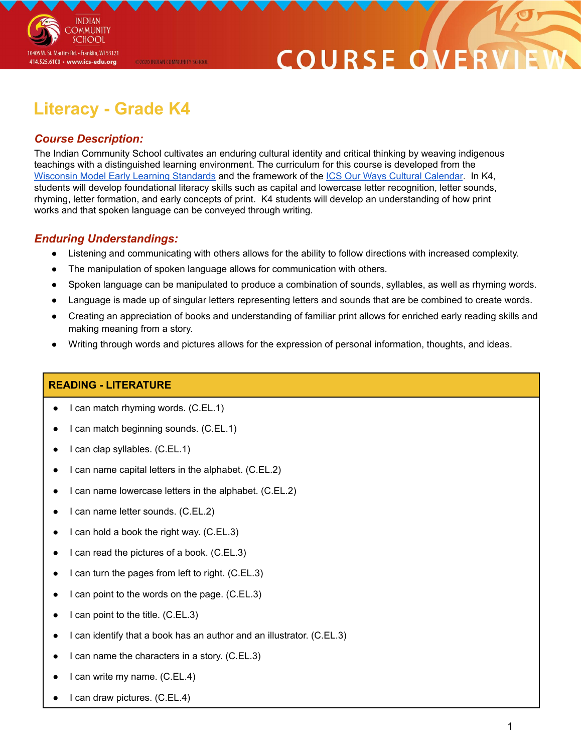# Literacy - Grade K4

## *Course Description:*

The Indian Community School cultivates an enduring cultural identity and critical thinking by weaving indigenous teachings with a distinguished learning environment. The curriculum for this course is developed from the Wisconsin Model Early Learning Standards and the framework of the ICS Our Ways Cultural Calendar. In K4, students will develop foundational literacy skills such as capital and lowercase letter recognition, letter sounds, rhyming, letter formation, and early concepts of print. K4 students will develop an understanding of how print works and that spoken language can be conveyed through writing.

## *Enduring Understandings:*

- Listening and communicating with others allows for the ability to follow directions with increased complexity.
- The manipulation of spoken language allows for communication with others.
- Spoken language can be manipulated to produce a combination of sounds, syllables, as well as rhyming words.
- Language is made up of singular letters representing letters and sounds that are be combined to create words.
- Creating an appreciation of books and understanding of familiar print allows for enriched early reading skills and making meaning from a story.
- Writing through words and pictures allows for the expression of personal information, thoughts, and ideas.

| **READING - LITERATURE** |
|---|
| • I can match rhyming words. (C.EL.1) |
| • I can match beginning sounds. (C.EL.1) |
| • I can clap syllables. (C.EL.1) |
| • I can name capital letters in the alphabet. (C.EL.2) |
| • I can name lowercase letters in the alphabet. (C.EL.2) |
| • I can name letter sounds. (C.EL.2) |
| • I can hold a book the right way. (C.EL.3) |
| • I can read the pictures of a book. (C.EL.3) |
| • I can turn the pages from left to right. (C.EL.3) |
| • I can point to the words on the page. (C.EL.3) |
| • I can point to the title. (C.EL.3) |
| • I can identify that a book has an author and an illustrator. (C.EL.3) |
| • I can name the characters in a story. (C.EL.3) |
| • I can write my name. (C.EL.4) |
| • I can draw pictures. (C.EL.4) |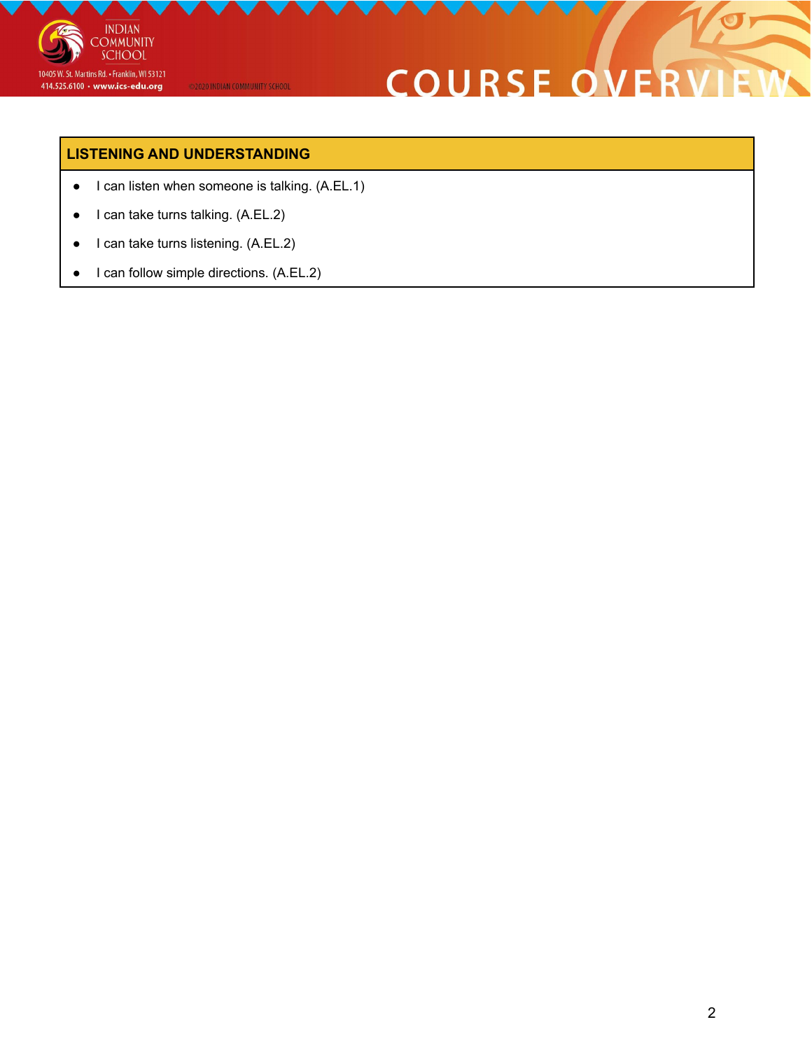## LISTENING AND UNDERSTANDING

- I can listen when someone is talking. (A.EL.1)
- I can take turns talking. (A.EL.2)
- I can take turns listening. (A.EL.2)
- I can follow simple directions. (A.EL.2)